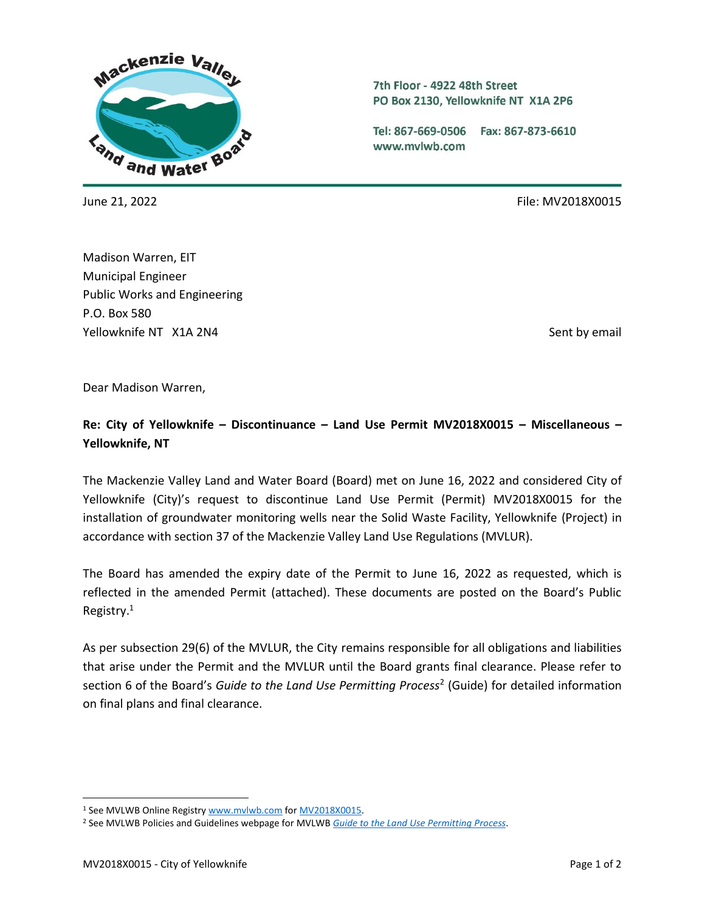Mackenzie Valley Land and Water Board

7th Floor - 4922 48th Street
PO Box 2130, Yellowknife NT X1A 2P6

Tel: 867-669-0506 Fax: 867-873-6610
www.mvlwb.com

June 21, 2022

File: MV2018X0015

Madison Warren, EIT
Municipal Engineer
Public Works and Engineering
P.O. Box 580
Yellowknife NT X1A 2N4

Sent by email

Dear Madison Warren,

**Re: City of Yellowknife – Discontinuance – Land Use Permit MV2018X0015 – Miscellaneous – Yellowknife, NT**

The Mackenzie Valley Land and Water Board (Board) met on June 16, 2022 and considered City of Yellowknife (City)'s request to discontinue Land Use Permit (Permit) MV2018X0015 for the installation of groundwater monitoring wells near the Solid Waste Facility, Yellowknife (Project) in accordance with section 37 of the Mackenzie Valley Land Use Regulations (MVLUR).

The Board has amended the expiry date of the Permit to June 16, 2022 as requested, which is reflected in the amended Permit (attached). These documents are posted on the Board's Public Registry.[1]

As per subsection 29(6) of the MVLUR, the City remains responsible for all obligations and liabilities that arise under the Permit and the MVLUR until the Board grants final clearance. Please refer to section 6 of the Board's *Guide to the Land Use Permitting Process*[2] (Guide) for detailed information on final plans and final clearance.

---

[1] See MVLWB Online Registry www.mvlwb.com for MV2018X0015.

[2] See MVLWB Policies and Guidelines webpage for MVLWB *Guide to the Land Use Permitting Process*.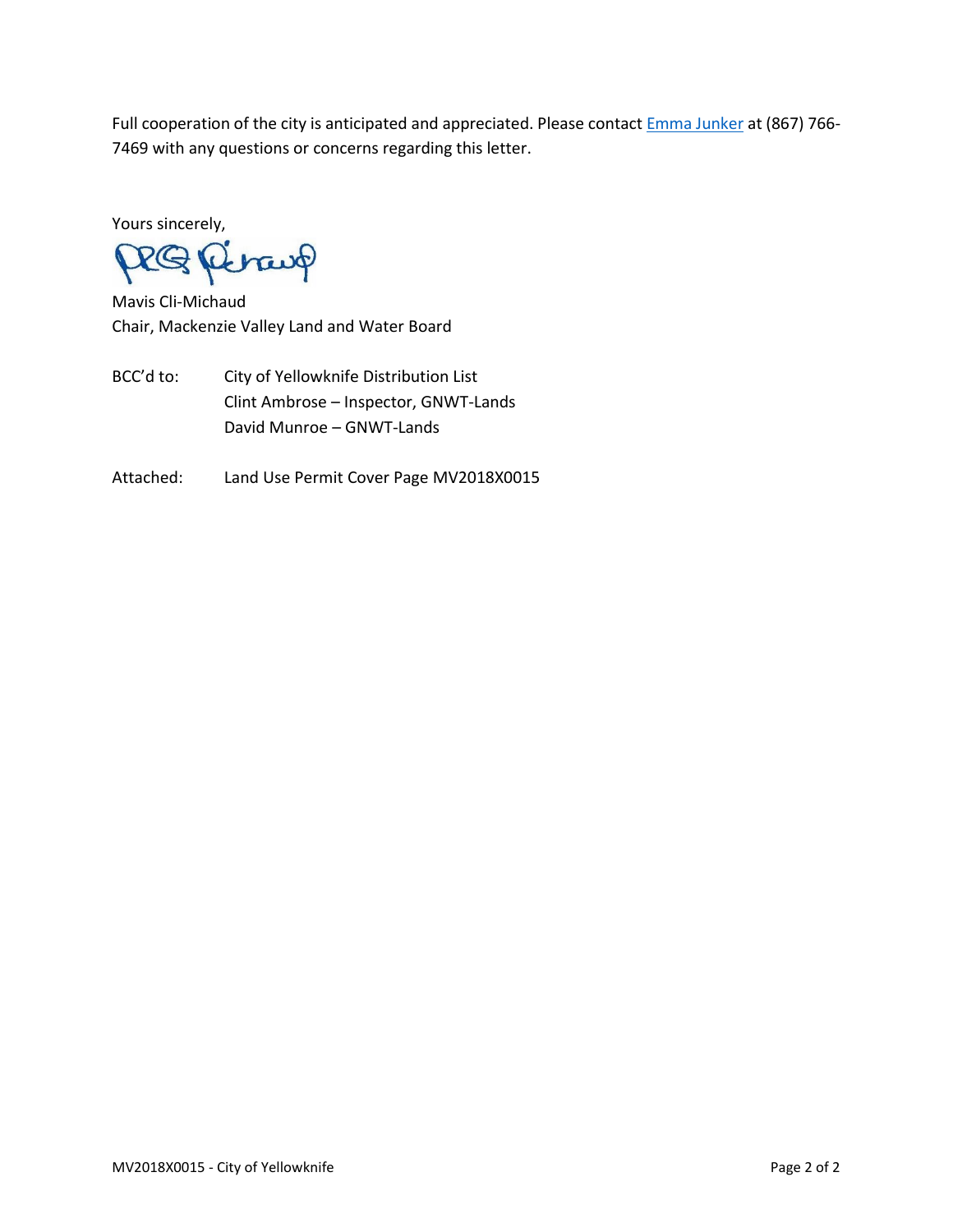Full cooperation of the city is anticipated and appreciated. Please contact Emma Junker at (867) 766-7469 with any questions or concerns regarding this letter.

Yours sincerely,

Mavis Cli-Michaud
Chair, Mackenzie Valley Land and Water Board

BCC'd to: City of Yellowknife Distribution List
Clint Ambrose – Inspector, GNWT-Lands
David Munroe – GNWT-Lands

Attached: Land Use Permit Cover Page MV2018X0015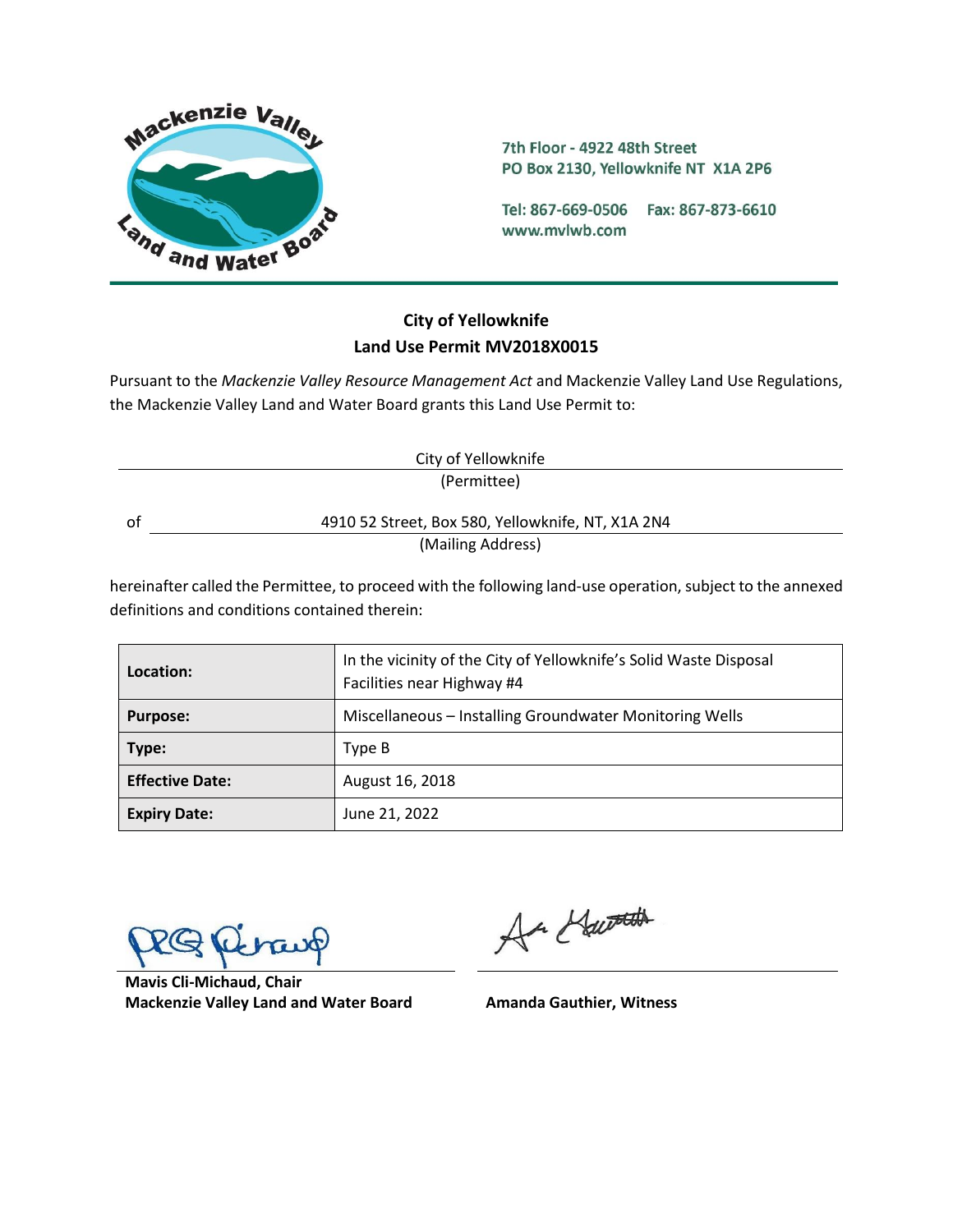Mackenzie Valley Land and Water Board

7th Floor - 4922 48th Street
PO Box 2130, Yellowknife NT X1A 2P6

Tel: 867-669-0506 Fax: 867-873-6610
www.mvlwb.com

## City of Yellowknife
## Land Use Permit MV2018X0015

Pursuant to the *Mackenzie Valley Resource Management Act* and Mackenzie Valley Land Use Regulations, the Mackenzie Valley Land and Water Board grants this Land Use Permit to:

City of Yellowknife
(Permittee)

of 4910 52 Street, Box 580, Yellowknife, NT, X1A 2N4
(Mailing Address)

hereinafter called the Permittee, to proceed with the following land-use operation, subject to the annexed definitions and conditions contained therein:

| | |
|---|---|
| **Location:** | In the vicinity of the City of Yellowknife's Solid Waste Disposal Facilities near Highway #4 |
| **Purpose:** | Miscellaneous – Installing Groundwater Monitoring Wells |
| **Type:** | Type B |
| **Effective Date:** | August 16, 2018 |
| **Expiry Date:** | June 21, 2022 |

**Mavis Cli-Michaud, Chair**
**Mackenzie Valley Land and Water Board**

**Amanda Gauthier, Witness**